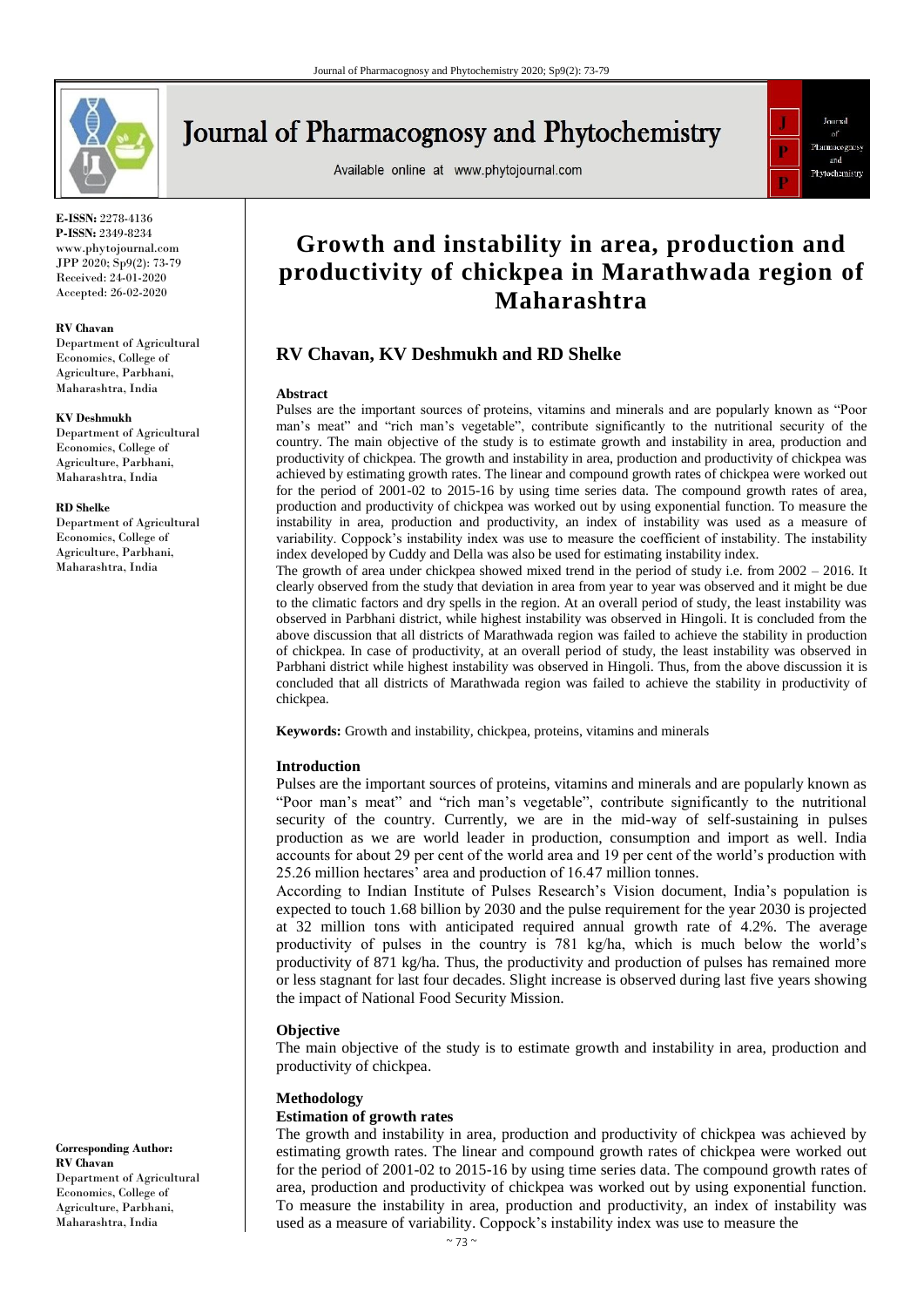**E-ISSN:** 2278-4136
**P-ISSN:** 2349-8234
www.phytojournal.com
JPP 2020; Sp9(2): 73-79
Received: 24-01-2020
Accepted: 26-02-2020

**RV Chavan**
Department of Agricultural Economics, College of Agriculture, Parbhani, Maharashtra, India

**KV Deshmukh**
Department of Agricultural Economics, College of Agriculture, Parbhani, Maharashtra, India

**RD Shelke**
Department of Agricultural Economics, College of Agriculture, Parbhani, Maharashtra, India

**Corresponding Author:**
**RV Chavan**
Department of Agricultural Economics, College of Agriculture, Parbhani, Maharashtra, India

# Growth and instability in area, production and productivity of chickpea in Marathwada region of Maharashtra

## RV Chavan, KV Deshmukh and RD Shelke

### Abstract

Pulses are the important sources of proteins, vitamins and minerals and are popularly known as "Poor man's meat" and "rich man's vegetable", contribute significantly to the nutritional security of the country. The main objective of the study is to estimate growth and instability in area, production and productivity of chickpea. The growth and instability in area, production and productivity of chickpea was achieved by estimating growth rates. The linear and compound growth rates of chickpea were worked out for the period of 2001-02 to 2015-16 by using time series data. The compound growth rates of area, production and productivity of chickpea was worked out by using exponential function. To measure the instability in area, production and productivity, an index of instability was used as a measure of variability. Coppock's instability index was use to measure the coefficient of instability. The instability index developed by Cuddy and Della was also be used for estimating instability index.

The growth of area under chickpea showed mixed trend in the period of study i.e. from 2002 – 2016. It clearly observed from the study that deviation in area from year to year was observed and it might be due to the climatic factors and dry spells in the region. At an overall period of study, the least instability was observed in Parbhani district, while highest instability was observed in Hingoli. It is concluded from the above discussion that all districts of Marathwada region was failed to achieve the stability in production of chickpea. In case of productivity, at an overall period of study, the least instability was observed in Parbhani district while highest instability was observed in Hingoli. Thus, from the above discussion it is concluded that all districts of Marathwada region was failed to achieve the stability in productivity of chickpea.

**Keywords:** Growth and instability, chickpea, proteins, vitamins and minerals

### Introduction

Pulses are the important sources of proteins, vitamins and minerals and are popularly known as "Poor man's meat" and "rich man's vegetable", contribute significantly to the nutritional security of the country. Currently, we are in the mid-way of self-sustaining in pulses production as we are world leader in production, consumption and import as well. India accounts for about 29 per cent of the world area and 19 per cent of the world's production with 25.26 million hectares' area and production of 16.47 million tonnes.

According to Indian Institute of Pulses Research's Vision document, India's population is expected to touch 1.68 billion by 2030 and the pulse requirement for the year 2030 is projected at 32 million tons with anticipated required annual growth rate of 4.2%. The average productivity of pulses in the country is 781 kg/ha, which is much below the world's productivity of 871 kg/ha. Thus, the productivity and production of pulses has remained more or less stagnant for last four decades. Slight increase is observed during last five years showing the impact of National Food Security Mission.

### Objective

The main objective of the study is to estimate growth and instability in area, production and productivity of chickpea.

### Methodology

#### Estimation of growth rates

The growth and instability in area, production and productivity of chickpea was achieved by estimating growth rates. The linear and compound growth rates of chickpea were worked out for the period of 2001-02 to 2015-16 by using time series data. The compound growth rates of area, production and productivity of chickpea was worked out by using exponential function. To measure the instability in area, production and productivity, an index of instability was used as a measure of variability. Coppock's instability index was use to measure the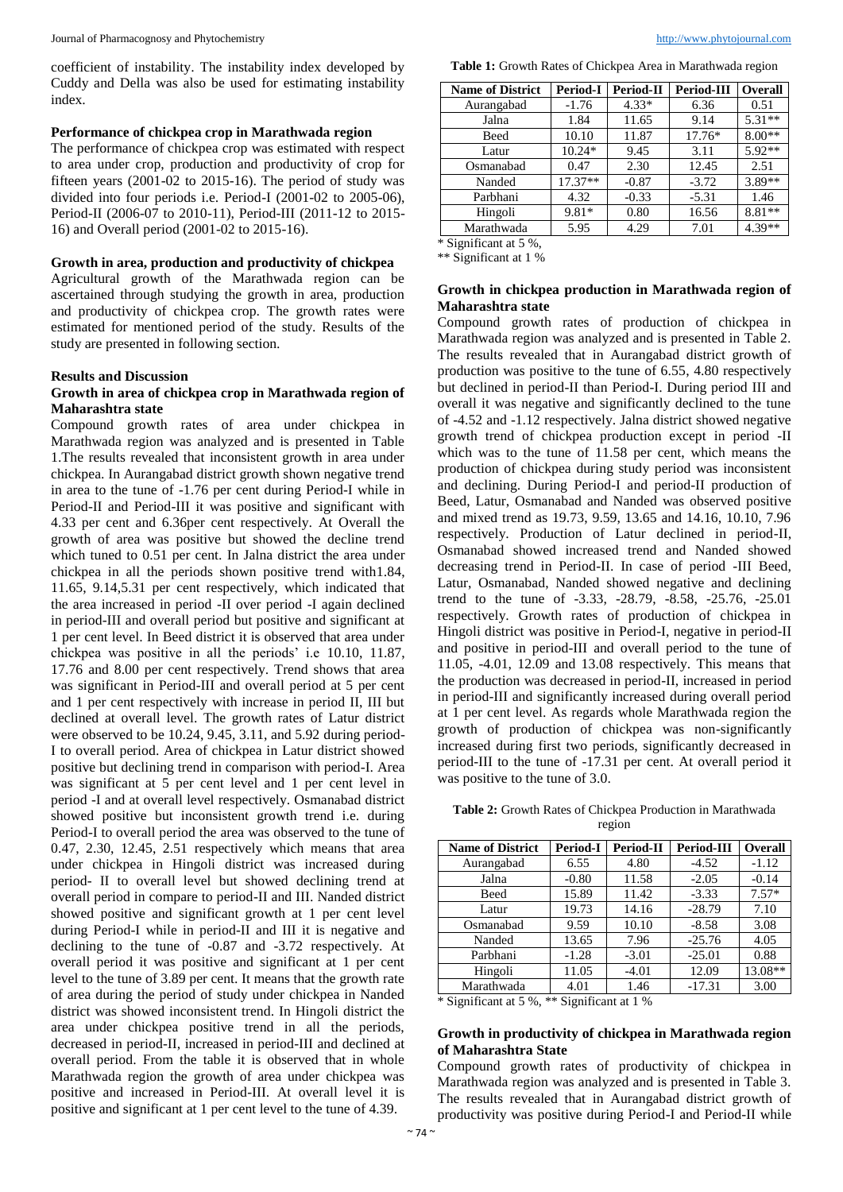coefficient of instability. The instability index developed by Cuddy and Della was also be used for estimating instability index.

### Performance of chickpea crop in Marathwada region

The performance of chickpea crop was estimated with respect to area under crop, production and productivity of crop for fifteen years (2001-02 to 2015-16). The period of study was divided into four periods i.e. Period-I (2001-02 to 2005-06), Period-II (2006-07 to 2010-11), Period-III (2011-12 to 2015-16) and Overall period (2001-02 to 2015-16).

### Growth in area, production and productivity of chickpea

Agricultural growth of the Marathwada region can be ascertained through studying the growth in area, production and productivity of chickpea crop. The growth rates were estimated for mentioned period of the study. Results of the study are presented in following section.

## Results and Discussion

### Growth in area of chickpea crop in Marathwada region of Maharashtra state

Compound growth rates of area under chickpea in Marathwada region was analyzed and is presented in Table 1.The results revealed that inconsistent growth in area under chickpea. In Aurangabad district growth shown negative trend in area to the tune of -1.76 per cent during Period-I while in Period-II and Period-III it was positive and significant with 4.33 per cent and 6.36per cent respectively. At Overall the growth of area was positive but showed the decline trend which tuned to 0.51 per cent. In Jalna district the area under chickpea in all the periods shown positive trend with1.84, 11.65, 9.14,5.31 per cent respectively, which indicated that the area increased in period -II over period -I again declined in period-III and overall period but positive and significant at 1 per cent level. In Beed district it is observed that area under chickpea was positive in all the periods' i.e 10.10, 11.87, 17.76 and 8.00 per cent respectively. Trend shows that area was significant in Period-III and overall period at 5 per cent and 1 per cent respectively with increase in period II, III but declined at overall level. The growth rates of Latur district were observed to be 10.24, 9.45, 3.11, and 5.92 during period-I to overall period. Area of chickpea in Latur district showed positive but declining trend in comparison with period-I. Area was significant at 5 per cent level and 1 per cent level in period -I and at overall level respectively. Osmanabad district showed positive but inconsistent growth trend i.e. during Period-I to overall period the area was observed to the tune of 0.47, 2.30, 12.45, 2.51 respectively which means that area under chickpea in Hingoli district was increased during period- II to overall level but showed declining trend at overall period in compare to period-II and III. Nanded district showed positive and significant growth at 1 per cent level during Period-I while in period-II and III it is negative and declining to the tune of -0.87 and -3.72 respectively. At overall period it was positive and significant at 1 per cent level to the tune of 3.89 per cent. It means that the growth rate of area during the period of study under chickpea in Nanded district was showed inconsistent trend. In Hingoli district the area under chickpea positive trend in all the periods, decreased in period-II, increased in period-III and declined at overall period. From the table it is observed that in whole Marathwada region the growth of area under chickpea was positive and increased in Period-III. At overall level it is positive and significant at 1 per cent level to the tune of 4.39.

**Table 1:** Growth Rates of Chickpea Area in Marathwada region

| Name of District | Period-I | Period-II | Period-III | Overall |
|---|---|---|---|---|
| Aurangabad | -1.76 | 4.33* | 6.36 | 0.51 |
| Jalna | 1.84 | 11.65 | 9.14 | 5.31** |
| Beed | 10.10 | 11.87 | 17.76* | 8.00** |
| Latur | 10.24* | 9.45 | 3.11 | 5.92** |
| Osmanabad | 0.47 | 2.30 | 12.45 | 2.51 |
| Nanded | 17.37** | -0.87 | -3.72 | 3.89** |
| Parbhani | 4.32 | -0.33 | -5.31 | 1.46 |
| Hingoli | 9.81* | 0.80 | 16.56 | 8.81** |
| Marathwada | 5.95 | 4.29 | 7.01 | 4.39** |

\* Significant at 5 %,
\*\* Significant at 1 %

### Growth in chickpea production in Marathwada region of Maharashtra state

Compound growth rates of production of chickpea in Marathwada region was analyzed and is presented in Table 2. The results revealed that in Aurangabad district growth of production was positive to the tune of 6.55, 4.80 respectively but declined in period-II than Period-I. During period III and overall it was negative and significantly declined to the tune of -4.52 and -1.12 respectively. Jalna district showed negative growth trend of chickpea production except in period -II which was to the tune of 11.58 per cent, which means the production of chickpea during study period was inconsistent and declining. During Period-I and period-II production of Beed, Latur, Osmanabad and Nanded was observed positive and mixed trend as 19.73, 9.59, 13.65 and 14.16, 10.10, 7.96 respectively. Production of Latur declined in period-II, Osmanabad showed increased trend and Nanded showed decreasing trend in Period-II. In case of period -III Beed, Latur, Osmanabad, Nanded showed negative and declining trend to the tune of -3.33, -28.79, -8.58, -25.76, -25.01 respectively. Growth rates of production of chickpea in Hingoli district was positive in Period-I, negative in period-II and positive in period-III and overall period to the tune of 11.05, -4.01, 12.09 and 13.08 respectively. This means that the production was decreased in period-II, increased in period in period-III and significantly increased during overall period at 1 per cent level. As regards whole Marathwada region the growth of production of chickpea was non-significantly increased during first two periods, significantly decreased in period-III to the tune of -17.31 per cent. At overall period it was positive to the tune of 3.0.

**Table 2:** Growth Rates of Chickpea Production in Marathwada region

| Name of District | Period-I | Period-II | Period-III | Overall |
|---|---|---|---|---|
| Aurangabad | 6.55 | 4.80 | -4.52 | -1.12 |
| Jalna | -0.80 | 11.58 | -2.05 | -0.14 |
| Beed | 15.89 | 11.42 | -3.33 | 7.57* |
| Latur | 19.73 | 14.16 | -28.79 | 7.10 |
| Osmanabad | 9.59 | 10.10 | -8.58 | 3.08 |
| Nanded | 13.65 | 7.96 | -25.76 | 4.05 |
| Parbhani | -1.28 | -3.01 | -25.01 | 0.88 |
| Hingoli | 11.05 | -4.01 | 12.09 | 13.08** |
| Marathwada | 4.01 | 1.46 | -17.31 | 3.00 |

\* Significant at 5 %, \*\* Significant at 1 %

### Growth in productivity of chickpea in Marathwada region of Maharashtra State

Compound growth rates of productivity of chickpea in Marathwada region was analyzed and is presented in Table 3. The results revealed that in Aurangabad district growth of productivity was positive during Period-I and Period-II while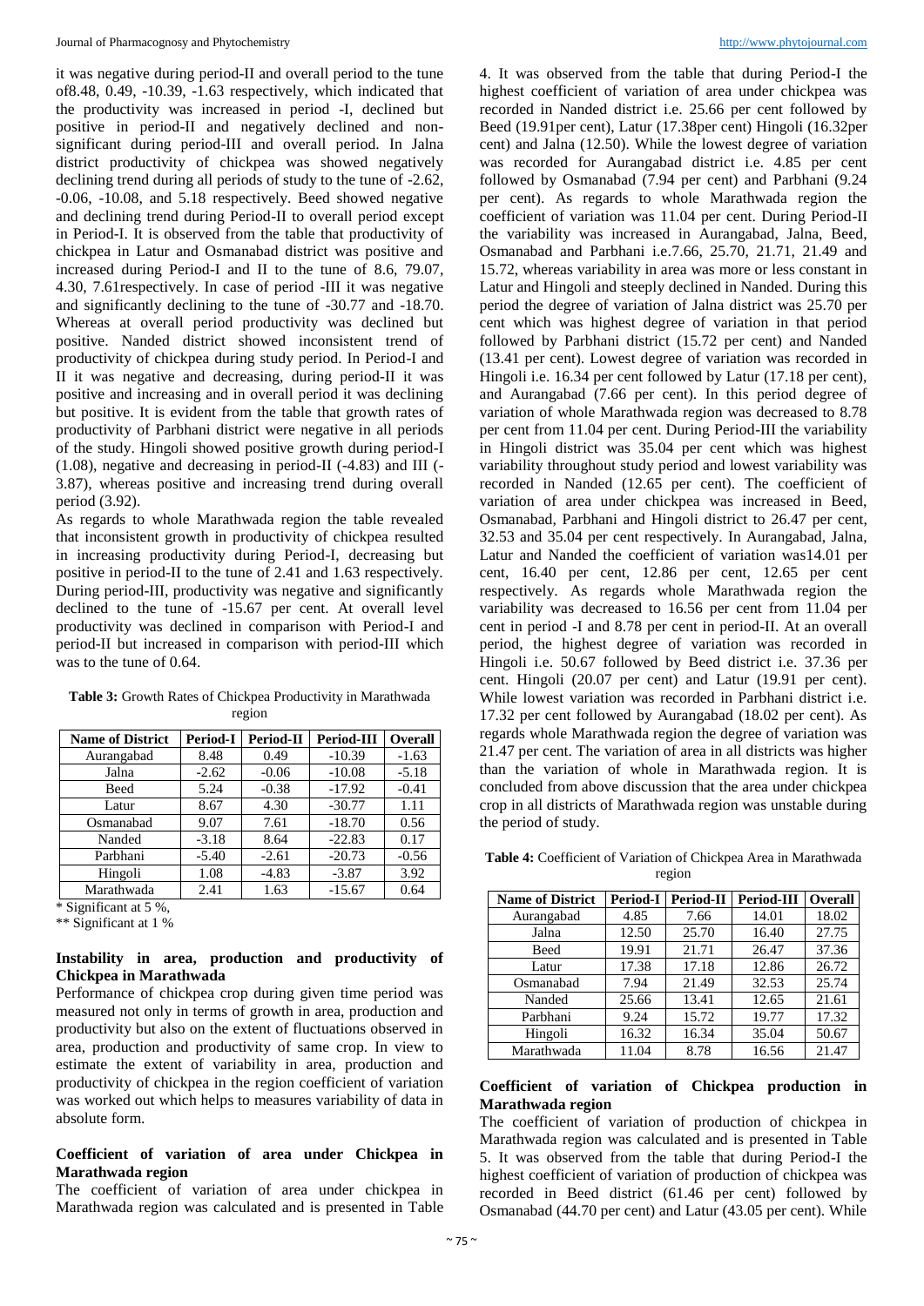it was negative during period-II and overall period to the tune of8.48, 0.49, -10.39, -1.63 respectively, which indicated that the productivity was increased in period -I, declined but positive in period-II and negatively declined and non-significant during period-III and overall period. In Jalna district productivity of chickpea was showed negatively declining trend during all periods of study to the tune of -2.62, -0.06, -10.08, and 5.18 respectively. Beed showed negative and declining trend during Period-II to overall period except in Period-I. It is observed from the table that productivity of chickpea in Latur and Osmanabad district was positive and increased during Period-I and II to the tune of 8.6, 79.07, 4.30, 7.61respectively. In case of period -III it was negative and significantly declining to the tune of -30.77 and -18.70. Whereas at overall period productivity was declined but positive. Nanded district showed inconsistent trend of productivity of chickpea during study period. In Period-I and II it was negative and decreasing, during period-II it was positive and increasing and in overall period it was declining but positive. It is evident from the table that growth rates of productivity of Parbhani district were negative in all periods of the study. Hingoli showed positive growth during period-I (1.08), negative and decreasing in period-II (-4.83) and III (-3.87), whereas positive and increasing trend during overall period (3.92).

As regards to whole Marathwada region the table revealed that inconsistent growth in productivity of chickpea resulted in increasing productivity during Period-I, decreasing but positive in period-II to the tune of 2.41 and 1.63 respectively. During period-III, productivity was negative and significantly declined to the tune of -15.67 per cent. At overall level productivity was declined in comparison with Period-I and period-II but increased in comparison with period-III which was to the tune of 0.64.

**Table 3:** Growth Rates of Chickpea Productivity in Marathwada region

| Name of District | Period-I | Period-II | Period-III | Overall |
|---|---|---|---|---|
| Aurangabad | 8.48 | 0.49 | -10.39 | -1.63 |
| Jalna | -2.62 | -0.06 | -10.08 | -5.18 |
| Beed | 5.24 | -0.38 | -17.92 | -0.41 |
| Latur | 8.67 | 4.30 | -30.77 | 1.11 |
| Osmanabad | 9.07 | 7.61 | -18.70 | 0.56 |
| Nanded | -3.18 | 8.64 | -22.83 | 0.17 |
| Parbhani | -5.40 | -2.61 | -20.73 | -0.56 |
| Hingoli | 1.08 | -4.83 | -3.87 | 3.92 |
| Marathwada | 2.41 | 1.63 | -15.67 | 0.64 |

\* Significant at 5 %,
\*\* Significant at 1 %

## Instability in area, production and productivity of Chickpea in Marathwada

Performance of chickpea crop during given time period was measured not only in terms of growth in area, production and productivity but also on the extent of fluctuations observed in area, production and productivity of same crop. In view to estimate the extent of variability in area, production and productivity of chickpea in the region coefficient of variation was worked out which helps to measures variability of data in absolute form.

## Coefficient of variation of area under Chickpea in Marathwada region

The coefficient of variation of area under chickpea in Marathwada region was calculated and is presented in Table 4. It was observed from the table that during Period-I the highest coefficient of variation of area under chickpea was recorded in Nanded district i.e. 25.66 per cent followed by Beed (19.91per cent), Latur (17.38per cent) Hingoli (16.32per cent) and Jalna (12.50). While the lowest degree of variation was recorded for Aurangabad district i.e. 4.85 per cent followed by Osmanabad (7.94 per cent) and Parbhani (9.24 per cent). As regards to whole Marathwada region the coefficient of variation was 11.04 per cent. During Period-II the variability was increased in Aurangabad, Jalna, Beed, Osmanabad and Parbhani i.e.7.66, 25.70, 21.71, 21.49 and 15.72, whereas variability in area was more or less constant in Latur and Hingoli and steeply declined in Nanded. During this period the degree of variation of Jalna district was 25.70 per cent which was highest degree of variation in that period followed by Parbhani district (15.72 per cent) and Nanded (13.41 per cent). Lowest degree of variation was recorded in Hingoli i.e. 16.34 per cent followed by Latur (17.18 per cent), and Aurangabad (7.66 per cent). In this period degree of variation of whole Marathwada region was decreased to 8.78 per cent from 11.04 per cent. During Period-III the variability in Hingoli district was 35.04 per cent which was highest variability throughout study period and lowest variability was recorded in Nanded (12.65 per cent). The coefficient of variation of area under chickpea was increased in Beed, Osmanabad, Parbhani and Hingoli district to 26.47 per cent, 32.53 and 35.04 per cent respectively. In Aurangabad, Jalna, Latur and Nanded the coefficient of variation was14.01 per cent, 16.40 per cent, 12.86 per cent, 12.65 per cent respectively. As regards whole Marathwada region the variability was decreased to 16.56 per cent from 11.04 per cent in period -I and 8.78 per cent in period-II. At an overall period, the highest degree of variation was recorded in Hingoli i.e. 50.67 followed by Beed district i.e. 37.36 per cent. Hingoli (20.07 per cent) and Latur (19.91 per cent). While lowest variation was recorded in Parbhani district i.e. 17.32 per cent followed by Aurangabad (18.02 per cent). As regards whole Marathwada region the degree of variation was 21.47 per cent. The variation of area in all districts was higher than the variation of whole in Marathwada region. It is concluded from above discussion that the area under chickpea crop in all districts of Marathwada region was unstable during the period of study.

**Table 4:** Coefficient of Variation of Chickpea Area in Marathwada region

| Name of District | Period-I | Period-II | Period-III | Overall |
|---|---|---|---|---|
| Aurangabad | 4.85 | 7.66 | 14.01 | 18.02 |
| Jalna | 12.50 | 25.70 | 16.40 | 27.75 |
| Beed | 19.91 | 21.71 | 26.47 | 37.36 |
| Latur | 17.38 | 17.18 | 12.86 | 26.72 |
| Osmanabad | 7.94 | 21.49 | 32.53 | 25.74 |
| Nanded | 25.66 | 13.41 | 12.65 | 21.61 |
| Parbhani | 9.24 | 15.72 | 19.77 | 17.32 |
| Hingoli | 16.32 | 16.34 | 35.04 | 50.67 |
| Marathwada | 11.04 | 8.78 | 16.56 | 21.47 |

## Coefficient of variation of Chickpea production in Marathwada region

The coefficient of variation of production of chickpea in Marathwada region was calculated and is presented in Table 5. It was observed from the table that during Period-I the highest coefficient of variation of production of chickpea was recorded in Beed district (61.46 per cent) followed by Osmanabad (44.70 per cent) and Latur (43.05 per cent). While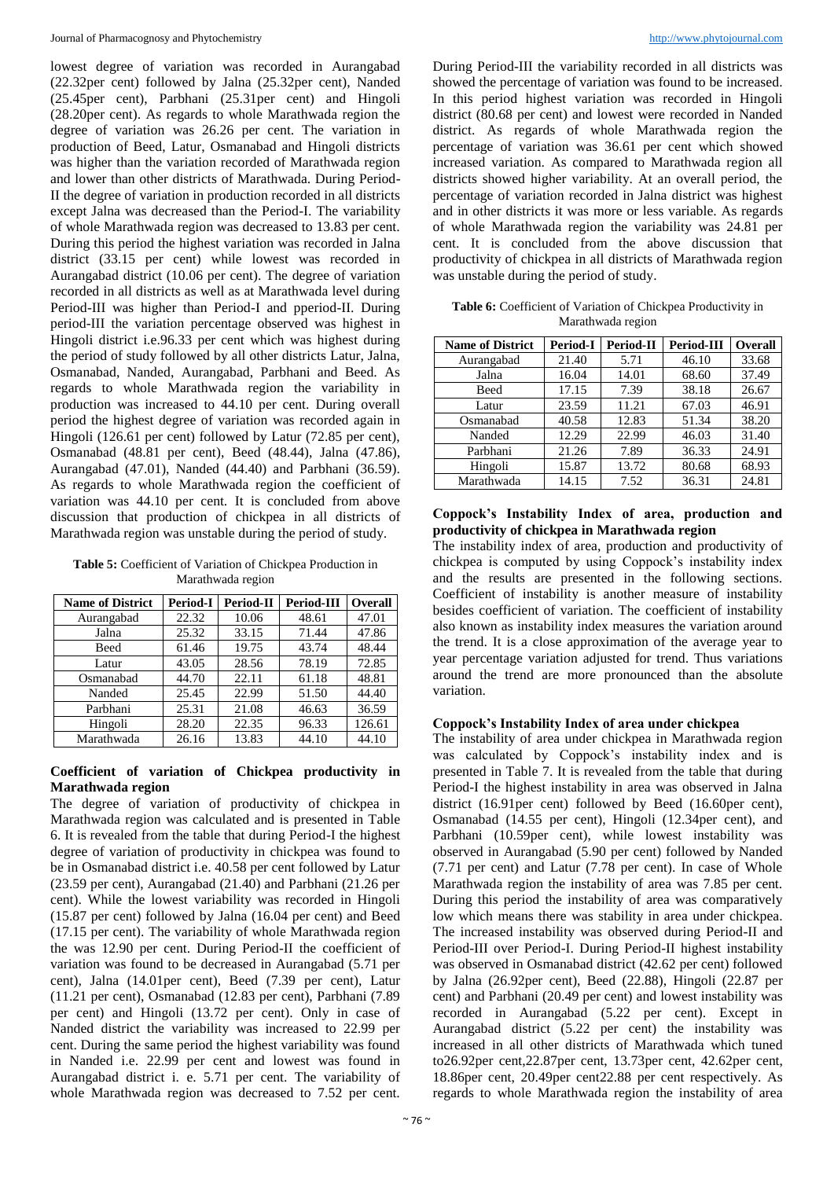lowest degree of variation was recorded in Aurangabad (22.32per cent) followed by Jalna (25.32per cent), Nanded (25.45per cent), Parbhani (25.31per cent) and Hingoli (28.20per cent). As regards to whole Marathwada region the degree of variation was 26.26 per cent. The variation in production of Beed, Latur, Osmanabad and Hingoli districts was higher than the variation recorded of Marathwada region and lower than other districts of Marathwada. During Period-II the degree of variation in production recorded in all districts except Jalna was decreased than the Period-I. The variability of whole Marathwada region was decreased to 13.83 per cent. During this period the highest variation was recorded in Jalna district (33.15 per cent) while lowest was recorded in Aurangabad district (10.06 per cent). The degree of variation recorded in all districts as well as at Marathwada level during Period-III was higher than Period-I and pperiod-II. During period-III the variation percentage observed was highest in Hingoli district i.e.96.33 per cent which was highest during the period of study followed by all other districts Latur, Jalna, Osmanabad, Nanded, Aurangabad, Parbhani and Beed. As regards to whole Marathwada region the variability in production was increased to 44.10 per cent. During overall period the highest degree of variation was recorded again in Hingoli (126.61 per cent) followed by Latur (72.85 per cent), Osmanabad (48.81 per cent), Beed (48.44), Jalna (47.86), Aurangabad (47.01), Nanded (44.40) and Parbhani (36.59). As regards to whole Marathwada region the coefficient of variation was 44.10 per cent. It is concluded from above discussion that production of chickpea in all districts of Marathwada region was unstable during the period of study.

**Table 5:** Coefficient of Variation of Chickpea Production in Marathwada region

| Name of District | Period-I | Period-II | Period-III | Overall |
|---|---|---|---|---|
| Aurangabad | 22.32 | 10.06 | 48.61 | 47.01 |
| Jalna | 25.32 | 33.15 | 71.44 | 47.86 |
| Beed | 61.46 | 19.75 | 43.74 | 48.44 |
| Latur | 43.05 | 28.56 | 78.19 | 72.85 |
| Osmanabad | 44.70 | 22.11 | 61.18 | 48.81 |
| Nanded | 25.45 | 22.99 | 51.50 | 44.40 |
| Parbhani | 25.31 | 21.08 | 46.63 | 36.59 |
| Hingoli | 28.20 | 22.35 | 96.33 | 126.61 |
| Marathwada | 26.16 | 13.83 | 44.10 | 44.10 |

**Coefficient of variation of Chickpea productivity in Marathwada region**

The degree of variation of productivity of chickpea in Marathwada region was calculated and is presented in Table 6. It is revealed from the table that during Period-I the highest degree of variation of productivity in chickpea was found to be in Osmanabad district i.e. 40.58 per cent followed by Latur (23.59 per cent), Aurangabad (21.40) and Parbhani (21.26 per cent). While the lowest variability was recorded in Hingoli (15.87 per cent) followed by Jalna (16.04 per cent) and Beed (17.15 per cent). The variability of whole Marathwada region the was 12.90 per cent. During Period-II the coefficient of variation was found to be decreased in Aurangabad (5.71 per cent), Jalna (14.01per cent), Beed (7.39 per cent), Latur (11.21 per cent), Osmanabad (12.83 per cent), Parbhani (7.89 per cent) and Hingoli (13.72 per cent). Only in case of Nanded district the variability was increased to 22.99 per cent. During the same period the highest variability was found in Nanded i.e. 22.99 per cent and lowest was found in Aurangabad district i. e. 5.71 per cent. The variability of whole Marathwada region was decreased to 7.52 per cent. During Period-III the variability recorded in all districts was showed the percentage of variation was found to be increased. In this period highest variation was recorded in Hingoli district (80.68 per cent) and lowest were recorded in Nanded district. As regards of whole Marathwada region the percentage of variation was 36.61 per cent which showed increased variation. As compared to Marathwada region all districts showed higher variability. At an overall period, the percentage of variation recorded in Jalna district was highest and in other districts it was more or less variable. As regards of whole Marathwada region the variability was 24.81 per cent. It is concluded from the above discussion that productivity of chickpea in all districts of Marathwada region was unstable during the period of study.

**Table 6:** Coefficient of Variation of Chickpea Productivity in Marathwada region

| Name of District | Period-I | Period-II | Period-III | Overall |
|---|---|---|---|---|
| Aurangabad | 21.40 | 5.71 | 46.10 | 33.68 |
| Jalna | 16.04 | 14.01 | 68.60 | 37.49 |
| Beed | 17.15 | 7.39 | 38.18 | 26.67 |
| Latur | 23.59 | 11.21 | 67.03 | 46.91 |
| Osmanabad | 40.58 | 12.83 | 51.34 | 38.20 |
| Nanded | 12.29 | 22.99 | 46.03 | 31.40 |
| Parbhani | 21.26 | 7.89 | 36.33 | 24.91 |
| Hingoli | 15.87 | 13.72 | 80.68 | 68.93 |
| Marathwada | 14.15 | 7.52 | 36.31 | 24.81 |

**Coppock's Instability Index of area, production and productivity of chickpea in Marathwada region**

The instability index of area, production and productivity of chickpea is computed by using Coppock's instability index and the results are presented in the following sections. Coefficient of instability is another measure of instability besides coefficient of variation. The coefficient of instability also known as instability index measures the variation around the trend. It is a close approximation of the average year to year percentage variation adjusted for trend. Thus variations around the trend are more pronounced than the absolute variation.

**Coppock's Instability Index of area under chickpea**

The instability of area under chickpea in Marathwada region was calculated by Coppock's instability index and is presented in Table 7. It is revealed from the table that during Period-I the highest instability in area was observed in Jalna district (16.91per cent) followed by Beed (16.60per cent), Osmanabad (14.55 per cent), Hingoli (12.34per cent), and Parbhani (10.59per cent), while lowest instability was observed in Aurangabad (5.90 per cent) followed by Nanded (7.71 per cent) and Latur (7.78 per cent). In case of Whole Marathwada region the instability of area was 7.85 per cent. During this period the instability of area was comparatively low which means there was stability in area under chickpea. The increased instability was observed during Period-II and Period-III over Period-I. During Period-II highest instability was observed in Osmanabad district (42.62 per cent) followed by Jalna (26.92per cent), Beed (22.88), Hingoli (22.87 per cent) and Parbhani (20.49 per cent) and lowest instability was recorded in Aurangabad (5.22 per cent). Except in Aurangabad district (5.22 per cent) the instability was increased in all other districts of Marathwada which tuned to26.92per cent,22.87per cent, 13.73per cent, 42.62per cent, 18.86per cent, 20.49per cent22.88 per cent respectively. As regards to whole Marathwada region the instability of area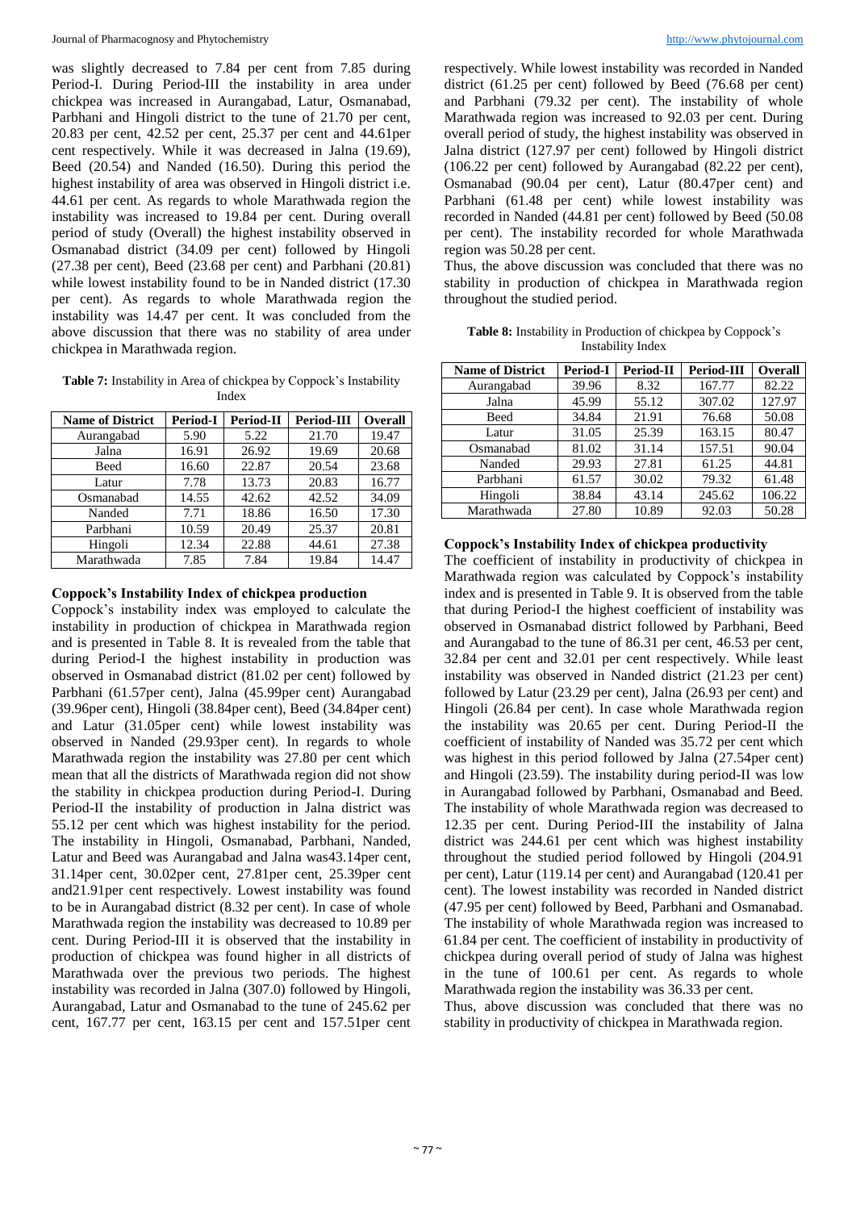was slightly decreased to 7.84 per cent from 7.85 during Period-I. During Period-III the instability in area under chickpea was increased in Aurangabad, Latur, Osmanabad, Parbhani and Hingoli district to the tune of 21.70 per cent, 20.83 per cent, 42.52 per cent, 25.37 per cent and 44.61per cent respectively. While it was decreased in Jalna (19.69), Beed (20.54) and Nanded (16.50). During this period the highest instability of area was observed in Hingoli district i.e. 44.61 per cent. As regards to whole Marathwada region the instability was increased to 19.84 per cent. During overall period of study (Overall) the highest instability observed in Osmanabad district (34.09 per cent) followed by Hingoli (27.38 per cent), Beed (23.68 per cent) and Parbhani (20.81) while lowest instability found to be in Nanded district (17.30 per cent). As regards to whole Marathwada region the instability was 14.47 per cent. It was concluded from the above discussion that there was no stability of area under chickpea in Marathwada region.

**Table 7:** Instability in Area of chickpea by Coppock's Instability Index

| Name of District | Period-I | Period-II | Period-III | Overall |
|---|---|---|---|---|
| Aurangabad | 5.90 | 5.22 | 21.70 | 19.47 |
| Jalna | 16.91 | 26.92 | 19.69 | 20.68 |
| Beed | 16.60 | 22.87 | 20.54 | 23.68 |
| Latur | 7.78 | 13.73 | 20.83 | 16.77 |
| Osmanabad | 14.55 | 42.62 | 42.52 | 34.09 |
| Nanded | 7.71 | 18.86 | 16.50 | 17.30 |
| Parbhani | 10.59 | 20.49 | 25.37 | 20.81 |
| Hingoli | 12.34 | 22.88 | 44.61 | 27.38 |
| Marathwada | 7.85 | 7.84 | 19.84 | 14.47 |

**Coppock's Instability Index of chickpea production**

Coppock's instability index was employed to calculate the instability in production of chickpea in Marathwada region and is presented in Table 8. It is revealed from the table that during Period-I the highest instability in production was observed in Osmanabad district (81.02 per cent) followed by Parbhani (61.57per cent), Jalna (45.99per cent) Aurangabad (39.96per cent), Hingoli (38.84per cent), Beed (34.84per cent) and Latur (31.05per cent) while lowest instability was observed in Nanded (29.93per cent). In regards to whole Marathwada region the instability was 27.80 per cent which mean that all the districts of Marathwada region did not show the stability in chickpea production during Period-I. During Period-II the instability of production in Jalna district was 55.12 per cent which was highest instability for the period. The instability in Hingoli, Osmanabad, Parbhani, Nanded, Latur and Beed was Aurangabad and Jalna was43.14per cent, 31.14per cent, 30.02per cent, 27.81per cent, 25.39per cent and21.91per cent respectively. Lowest instability was found to be in Aurangabad district (8.32 per cent). In case of whole Marathwada region the instability was decreased to 10.89 per cent. During Period-III it is observed that the instability in production of chickpea was found higher in all districts of Marathwada over the previous two periods. The highest instability was recorded in Jalna (307.0) followed by Hingoli, Aurangabad, Latur and Osmanabad to the tune of 245.62 per cent, 167.77 per cent, 163.15 per cent and 157.51per cent respectively. While lowest instability was recorded in Nanded district (61.25 per cent) followed by Beed (76.68 per cent) and Parbhani (79.32 per cent). The instability of whole Marathwada region was increased to 92.03 per cent. During overall period of study, the highest instability was observed in Jalna district (127.97 per cent) followed by Hingoli district (106.22 per cent) followed by Aurangabad (82.22 per cent), Osmanabad (90.04 per cent), Latur (80.47per cent) and Parbhani (61.48 per cent) while lowest instability was recorded in Nanded (44.81 per cent) followed by Beed (50.08 per cent). The instability recorded for whole Marathwada region was 50.28 per cent.

Thus, the above discussion was concluded that there was no stability in production of chickpea in Marathwada region throughout the studied period.

**Table 8:** Instability in Production of chickpea by Coppock's Instability Index

| Name of District | Period-I | Period-II | Period-III | Overall |
|---|---|---|---|---|
| Aurangabad | 39.96 | 8.32 | 167.77 | 82.22 |
| Jalna | 45.99 | 55.12 | 307.02 | 127.97 |
| Beed | 34.84 | 21.91 | 76.68 | 50.08 |
| Latur | 31.05 | 25.39 | 163.15 | 80.47 |
| Osmanabad | 81.02 | 31.14 | 157.51 | 90.04 |
| Nanded | 29.93 | 27.81 | 61.25 | 44.81 |
| Parbhani | 61.57 | 30.02 | 79.32 | 61.48 |
| Hingoli | 38.84 | 43.14 | 245.62 | 106.22 |
| Marathwada | 27.80 | 10.89 | 92.03 | 50.28 |

**Coppock's Instability Index of chickpea productivity**

The coefficient of instability in productivity of chickpea in Marathwada region was calculated by Coppock's instability index and is presented in Table 9. It is observed from the table that during Period-I the highest coefficient of instability was observed in Osmanabad district followed by Parbhani, Beed and Aurangabad to the tune of 86.31 per cent, 46.53 per cent, 32.84 per cent and 32.01 per cent respectively. While least instability was observed in Nanded district (21.23 per cent) followed by Latur (23.29 per cent), Jalna (26.93 per cent) and Hingoli (26.84 per cent). In case whole Marathwada region the instability was 20.65 per cent. During Period-II the coefficient of instability of Nanded was 35.72 per cent which was highest in this period followed by Jalna (27.54per cent) and Hingoli (23.59). The instability during period-II was low in Aurangabad followed by Parbhani, Osmanabad and Beed. The instability of whole Marathwada region was decreased to 12.35 per cent. During Period-III the instability of Jalna district was 244.61 per cent which was highest instability throughout the studied period followed by Hingoli (204.91 per cent), Latur (119.14 per cent) and Aurangabad (120.41 per cent). The lowest instability was recorded in Nanded district (47.95 per cent) followed by Beed, Parbhani and Osmanabad. The instability of whole Marathwada region was increased to 61.84 per cent. The coefficient of instability in productivity of chickpea during overall period of study of Jalna was highest in the tune of 100.61 per cent. As regards to whole Marathwada region the instability was 36.33 per cent.

Thus, above discussion was concluded that there was no stability in productivity of chickpea in Marathwada region.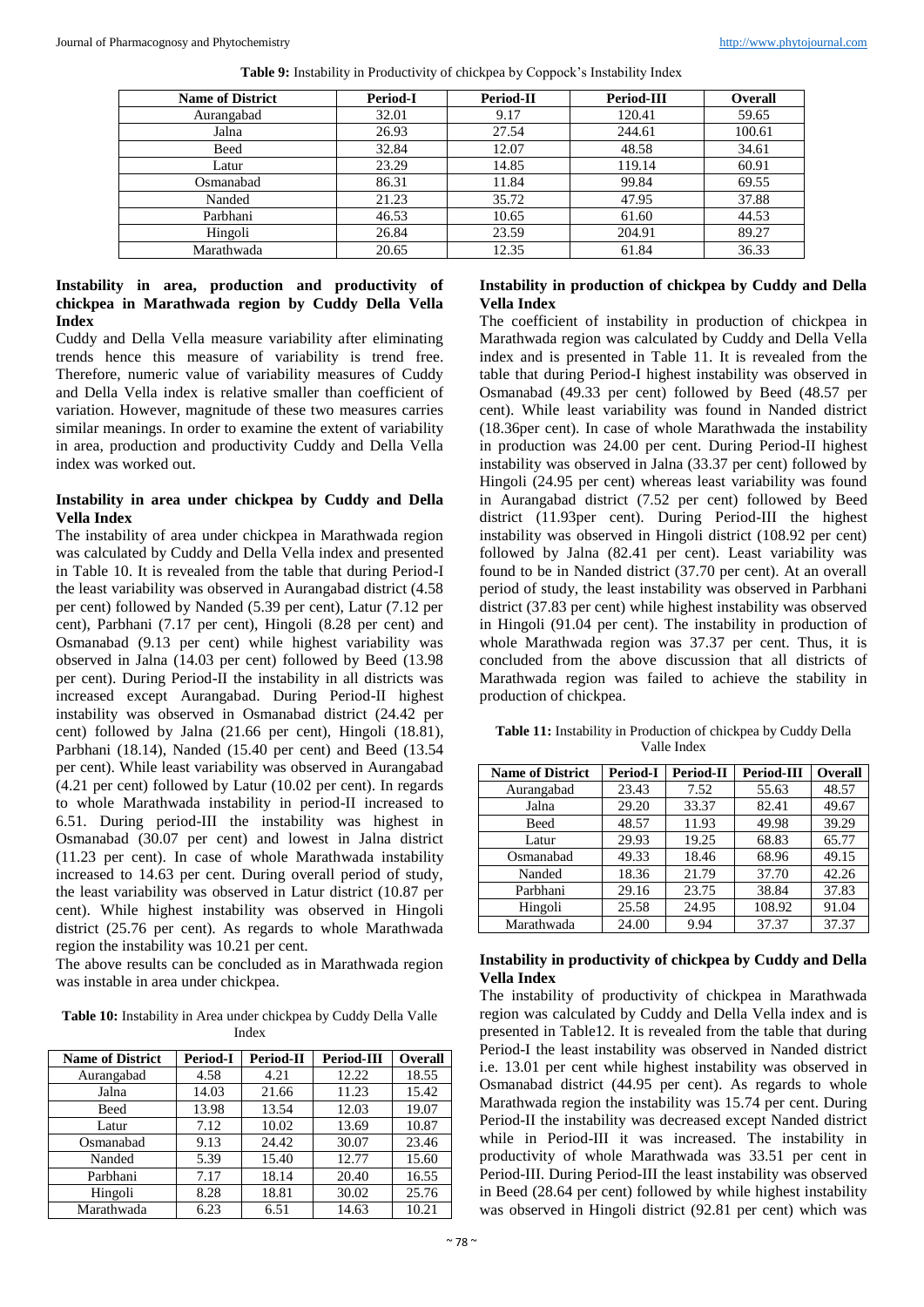**Table 9:** Instability in Productivity of chickpea by Coppock's Instability Index

| Name of District | Period-I | Period-II | Period-III | Overall |
|---|---|---|---|---|
| Aurangabad | 32.01 | 9.17 | 120.41 | 59.65 |
| Jalna | 26.93 | 27.54 | 244.61 | 100.61 |
| Beed | 32.84 | 12.07 | 48.58 | 34.61 |
| Latur | 23.29 | 14.85 | 119.14 | 60.91 |
| Osmanabad | 86.31 | 11.84 | 99.84 | 69.55 |
| Nanded | 21.23 | 35.72 | 47.95 | 37.88 |
| Parbhani | 46.53 | 10.65 | 61.60 | 44.53 |
| Hingoli | 26.84 | 23.59 | 204.91 | 89.27 |
| Marathwada | 20.65 | 12.35 | 61.84 | 36.33 |

### Instability in area, production and productivity of chickpea in Marathwada region by Cuddy Della Vella Index

Cuddy and Della Vella measure variability after eliminating trends hence this measure of variability is trend free. Therefore, numeric value of variability measures of Cuddy and Della Vella index is relative smaller than coefficient of variation. However, magnitude of these two measures carries similar meanings. In order to examine the extent of variability in area, production and productivity Cuddy and Della Vella index was worked out.

### Instability in area under chickpea by Cuddy and Della Vella Index

The instability of area under chickpea in Marathwada region was calculated by Cuddy and Della Vella index and presented in Table 10. It is revealed from the table that during Period-I the least variability was observed in Aurangabad district (4.58 per cent) followed by Nanded (5.39 per cent), Latur (7.12 per cent), Parbhani (7.17 per cent), Hingoli (8.28 per cent) and Osmanabad (9.13 per cent) while highest variability was observed in Jalna (14.03 per cent) followed by Beed (13.98 per cent). During Period-II the instability in all districts was increased except Aurangabad. During Period-II highest instability was observed in Osmanabad district (24.42 per cent) followed by Jalna (21.66 per cent), Hingoli (18.81), Parbhani (18.14), Nanded (15.40 per cent) and Beed (13.54 per cent). While least variability was observed in Aurangabad (4.21 per cent) followed by Latur (10.02 per cent). In regards to whole Marathwada instability in period-II increased to 6.51. During period-III the instability was highest in Osmanabad (30.07 per cent) and lowest in Jalna district (11.23 per cent). In case of whole Marathwada instability increased to 14.63 per cent. During overall period of study, the least variability was observed in Latur district (10.87 per cent). While highest instability was observed in Hingoli district (25.76 per cent). As regards to whole Marathwada region the instability was 10.21 per cent.

The above results can be concluded as in Marathwada region was instable in area under chickpea.

**Table 10:** Instability in Area under chickpea by Cuddy Della Valle Index

| Name of District | Period-I | Period-II | Period-III | Overall |
|---|---|---|---|---|
| Aurangabad | 4.58 | 4.21 | 12.22 | 18.55 |
| Jalna | 14.03 | 21.66 | 11.23 | 15.42 |
| Beed | 13.98 | 13.54 | 12.03 | 19.07 |
| Latur | 7.12 | 10.02 | 13.69 | 10.87 |
| Osmanabad | 9.13 | 24.42 | 30.07 | 23.46 |
| Nanded | 5.39 | 15.40 | 12.77 | 15.60 |
| Parbhani | 7.17 | 18.14 | 20.40 | 16.55 |
| Hingoli | 8.28 | 18.81 | 30.02 | 25.76 |
| Marathwada | 6.23 | 6.51 | 14.63 | 10.21 |

### Instability in production of chickpea by Cuddy and Della Vella Index

The coefficient of instability in production of chickpea in Marathwada region was calculated by Cuddy and Della Vella index and is presented in Table 11. It is revealed from the table that during Period-I highest instability was observed in Osmanabad (49.33 per cent) followed by Beed (48.57 per cent). While least variability was found in Nanded district (18.36per cent). In case of whole Marathwada the instability in production was 24.00 per cent. During Period-II highest instability was observed in Jalna (33.37 per cent) followed by Hingoli (24.95 per cent) whereas least variability was found in Aurangabad district (7.52 per cent) followed by Beed district (11.93per cent). During Period-III the highest instability was observed in Hingoli district (108.92 per cent) followed by Jalna (82.41 per cent). Least variability was found to be in Nanded district (37.70 per cent). At an overall period of study, the least instability was observed in Parbhani district (37.83 per cent) while highest instability was observed in Hingoli (91.04 per cent). The instability in production of whole Marathwada region was 37.37 per cent. Thus, it is concluded from the above discussion that all districts of Marathwada region was failed to achieve the stability in production of chickpea.

**Table 11:** Instability in Production of chickpea by Cuddy Della Valle Index

| Name of District | Period-I | Period-II | Period-III | Overall |
|---|---|---|---|---|
| Aurangabad | 23.43 | 7.52 | 55.63 | 48.57 |
| Jalna | 29.20 | 33.37 | 82.41 | 49.67 |
| Beed | 48.57 | 11.93 | 49.98 | 39.29 |
| Latur | 29.93 | 19.25 | 68.83 | 65.77 |
| Osmanabad | 49.33 | 18.46 | 68.96 | 49.15 |
| Nanded | 18.36 | 21.79 | 37.70 | 42.26 |
| Parbhani | 29.16 | 23.75 | 38.84 | 37.83 |
| Hingoli | 25.58 | 24.95 | 108.92 | 91.04 |
| Marathwada | 24.00 | 9.94 | 37.37 | 37.37 |

### Instability in productivity of chickpea by Cuddy and Della Vella Index

The instability of productivity of chickpea in Marathwada region was calculated by Cuddy and Della Vella index and is presented in Table12. It is revealed from the table that during Period-I the least instability was observed in Nanded district i.e. 13.01 per cent while highest instability was observed in Osmanabad district (44.95 per cent). As regards to whole Marathwada region the instability was 15.74 per cent. During Period-II the instability was decreased except Nanded district while in Period-III it was increased. The instability in productivity of whole Marathwada was 33.51 per cent in Period-III. During Period-III the least instability was observed in Beed (28.64 per cent) followed by while highest instability was observed in Hingoli district (92.81 per cent) which was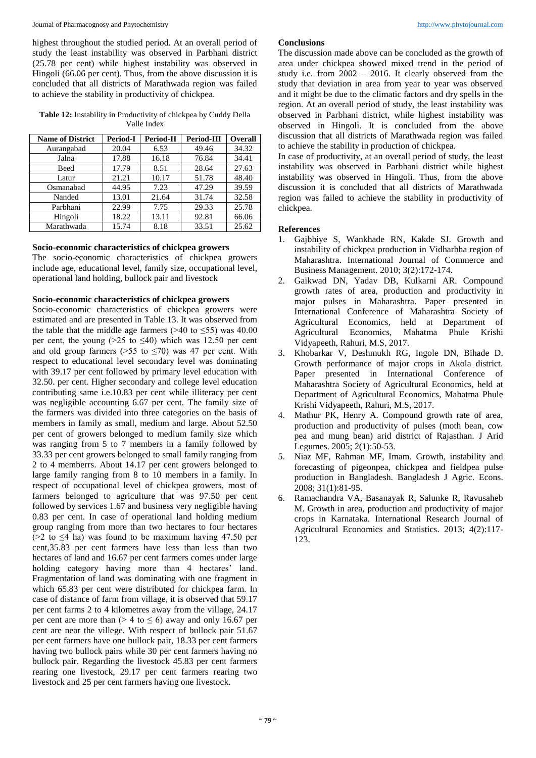highest throughout the studied period. At an overall period of study the least instability was observed in Parbhani district (25.78 per cent) while highest instability was observed in Hingoli (66.06 per cent). Thus, from the above discussion it is concluded that all districts of Marathwada region was failed to achieve the stability in productivity of chickpea.

**Table 12:** Instability in Productivity of chickpea by Cuddy Della Valle Index

| Name of District | Period-I | Period-II | Period-III | Overall |
|---|---|---|---|---|
| Aurangabad | 20.04 | 6.53 | 49.46 | 34.32 |
| Jalna | 17.88 | 16.18 | 76.84 | 34.41 |
| Beed | 17.79 | 8.51 | 28.64 | 27.63 |
| Latur | 21.21 | 10.17 | 51.78 | 48.40 |
| Osmanabad | 44.95 | 7.23 | 47.29 | 39.59 |
| Nanded | 13.01 | 21.64 | 31.74 | 32.58 |
| Parbhani | 22.99 | 7.75 | 29.33 | 25.78 |
| Hingoli | 18.22 | 13.11 | 92.81 | 66.06 |
| Marathwada | 15.74 | 8.18 | 33.51 | 25.62 |

### Socio-economic characteristics of chickpea growers

The socio-economic characteristics of chickpea growers include age, educational level, family size, occupational level, operational land holding, bullock pair and livestock

### Socio-economic characteristics of chickpea growers

Socio-economic characteristics of chickpea growers were estimated and are presented in Table 13. It was observed from the table that the middle age farmers (>40 to ≤55) was 40.00 per cent, the young (>25 to ≤40) which was 12.50 per cent and old group farmers (>55 to ≤70) was 47 per cent. With respect to educational level secondary level was dominating with 39.17 per cent followed by primary level education with 32.50. per cent. Higher secondary and college level education contributing same i.e.10.83 per cent while illiteracy per cent was negligible accounting 6.67 per cent. The family size of the farmers was divided into three categories on the basis of members in family as small, medium and large. About 52.50 per cent of growers belonged to medium family size which was ranging from 5 to 7 members in a family followed by 33.33 per cent growers belonged to small family ranging from 2 to 4 memberrs. About 14.17 per cent growers belonged to large family ranging from 8 to 10 members in a family. In respect of occupational level of chickpea growers, most of farmers belonged to agriculture that was 97.50 per cent followed by services 1.67 and business very negligible having 0.83 per cent. In case of operational land holding medium group ranging from more than two hectares to four hectares (>2 to ≤4 ha) was found to be maximum having 47.50 per cent,35.83 per cent farmers have less than less than two hectares of land and 16.67 per cent farmers comes under large holding category having more than 4 hectares' land. Fragmentation of land was dominating with one fragment in which 65.83 per cent were distributed for chickpea farm. In case of distance of farm from village, it is observed that 59.17 per cent farms 2 to 4 kilometres away from the village, 24.17 per cent are more than (> 4 to ≤ 6) away and only 16.67 per cent are near the villege. With respect of bullock pair 51.67 per cent farmers have one bullock pair, 18.33 per cent farmers having two bullock pairs while 30 per cent farmers having no bullock pair. Regarding the livestock 45.83 per cent farmers rearing one livestock, 29.17 per cent farmers rearing two livestock and 25 per cent farmers having one livestock.

## Conclusions

The discussion made above can be concluded as the growth of area under chickpea showed mixed trend in the period of study i.e. from 2002 – 2016. It clearly observed from the study that deviation in area from year to year was observed and it might be due to the climatic factors and dry spells in the region. At an overall period of study, the least instability was observed in Parbhani district, while highest instability was observed in Hingoli. It is concluded from the above discussion that all districts of Marathwada region was failed to achieve the stability in production of chickpea.

In case of productivity, at an overall period of study, the least instability was observed in Parbhani district while highest instability was observed in Hingoli. Thus, from the above discussion it is concluded that all districts of Marathwada region was failed to achieve the stability in productivity of chickpea.

## References

1. Gajbhiye S, Wankhade RN, Kakde SJ. Growth and instability of chickpea production in Vidharbha region of Maharashtra. International Journal of Commerce and Business Management. 2010; 3(2):172-174.
2. Gaikwad DN, Yadav DB, Kulkarni AR. Compound growth rates of area, production and productivity in major pulses in Maharashtra. Paper presented in International Conference of Maharashtra Society of Agricultural Economics, held at Department of Agricultural Economics, Mahatma Phule Krishi Vidyapeeth, Rahuri, M.S, 2017.
3. Khobarkar V, Deshmukh RG, Ingole DN, Bihade D. Growth performance of major crops in Akola district. Paper presented in International Conference of Maharashtra Society of Agricultural Economics, held at Department of Agricultural Economics, Mahatma Phule Krishi Vidyapeeth, Rahuri, M.S, 2017.
4. Mathur PK, Henry A. Compound growth rate of area, production and productivity of pulses (moth bean, cow pea and mung bean) arid district of Rajasthan. J Arid Legumes. 2005; 2(1):50-53.
5. Niaz MF, Rahman MF, Imam. Growth, instability and forecasting of pigeonpea, chickpea and fieldpea pulse production in Bangladesh. Bangladesh J Agric. Econs. 2008; 31(1):81-95.
6. Ramachandra VA, Basanayak R, Salunke R, Ravusaheb M. Growth in area, production and productivity of major crops in Karnataka. International Research Journal of Agricultural Economics and Statistics. 2013; 4(2):117-123.